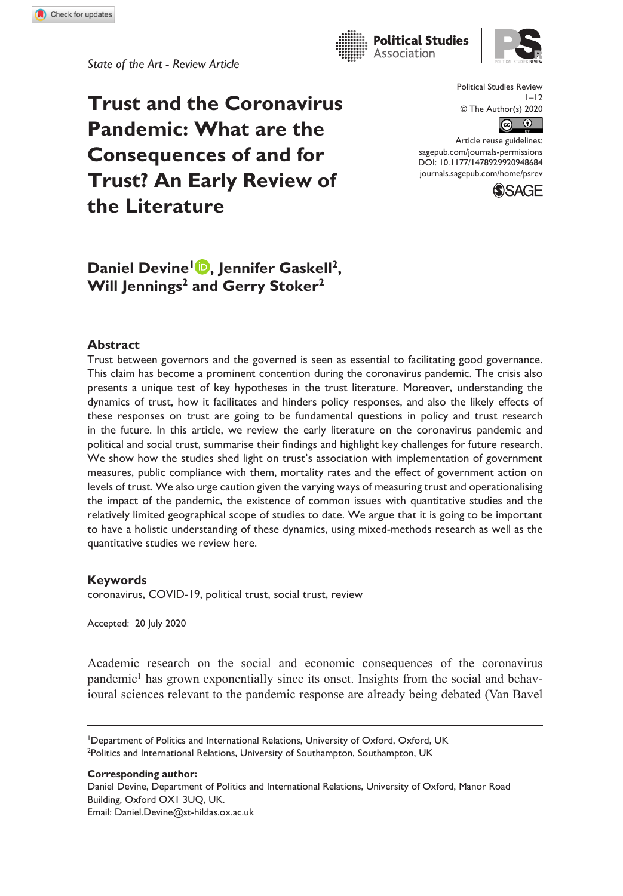State of the Art - Review Article

# Trust and the Coronavirus Pandemic: What are the Consequences of and for Trust? An Early Review of the Literature

Political Studies Review
1–12
© The Author(s) 2020
Article reuse guidelines: sagepub.com/journals-permissions
DOI: 10.1177/1478929920948684
journals.sagepub.com/home/psrev

**Daniel Devine[1], Jennifer Gaskell[2], Will Jennings[2] and Gerry Stoker[2]**

## Abstract

Trust between governors and the governed is seen as essential to facilitating good governance. This claim has become a prominent contention during the coronavirus pandemic. The crisis also presents a unique test of key hypotheses in the trust literature. Moreover, understanding the dynamics of trust, how it facilitates and hinders policy responses, and also the likely effects of these responses on trust are going to be fundamental questions in policy and trust research in the future. In this article, we review the early literature on the coronavirus pandemic and political and social trust, summarise their findings and highlight key challenges for future research. We show how the studies shed light on trust's association with implementation of government measures, public compliance with them, mortality rates and the effect of government action on levels of trust. We also urge caution given the varying ways of measuring trust and operationalising the impact of the pandemic, the existence of common issues with quantitative studies and the relatively limited geographical scope of studies to date. We argue that it is going to be important to have a holistic understanding of these dynamics, using mixed-methods research as well as the quantitative studies we review here.

## Keywords

coronavirus, COVID-19, political trust, social trust, review

Accepted: 20 July 2020

Academic research on the social and economic consequences of the coronavirus pandemic[1] has grown exponentially since its onset. Insights from the social and behavioural sciences relevant to the pandemic response are already being debated (Van Bavel

[1]Department of Politics and International Relations, University of Oxford, Oxford, UK
[2]Politics and International Relations, University of Southampton, Southampton, UK

**Corresponding author:**
Daniel Devine, Department of Politics and International Relations, University of Oxford, Manor Road Building, Oxford OX1 3UQ, UK.
Email: Daniel.Devine@st-hildas.ox.ac.uk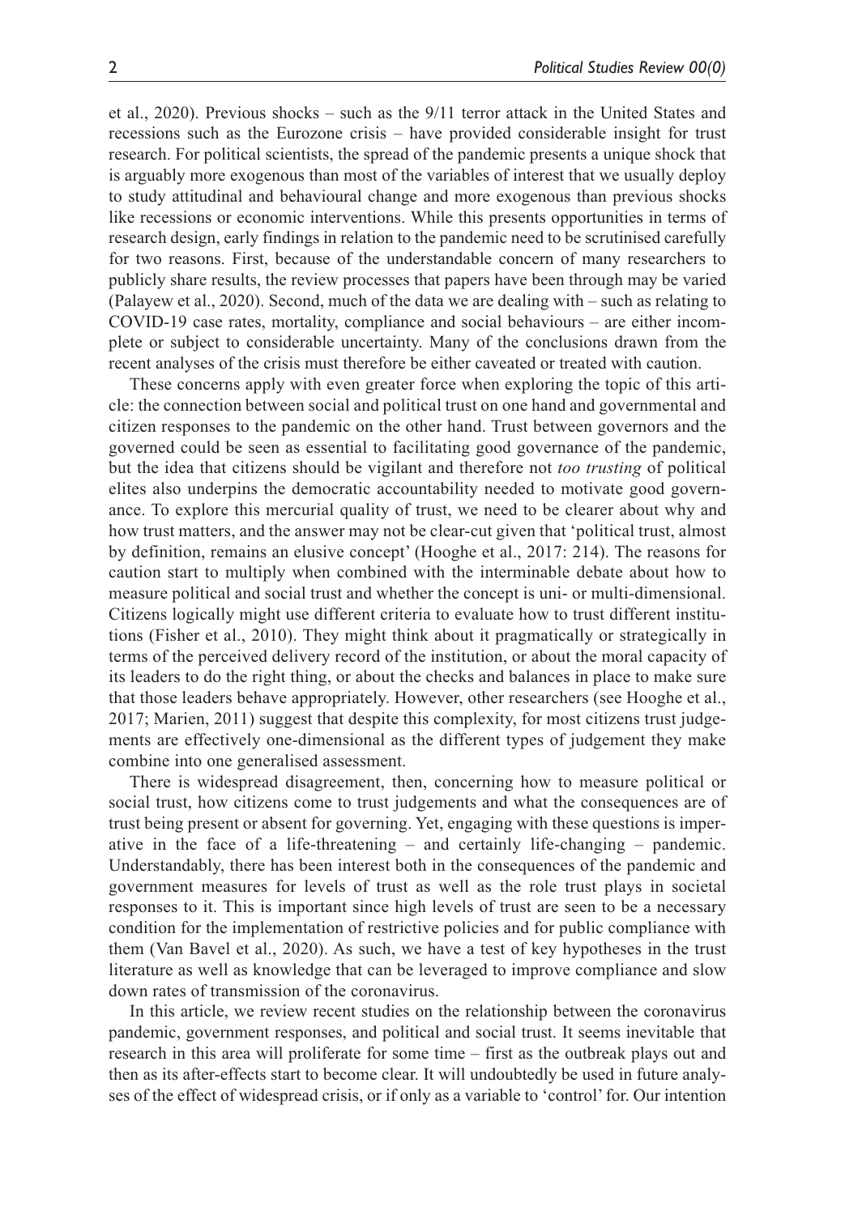et al., 2020). Previous shocks – such as the 9/11 terror attack in the United States and recessions such as the Eurozone crisis – have provided considerable insight for trust research. For political scientists, the spread of the pandemic presents a unique shock that is arguably more exogenous than most of the variables of interest that we usually deploy to study attitudinal and behavioural change and more exogenous than previous shocks like recessions or economic interventions. While this presents opportunities in terms of research design, early findings in relation to the pandemic need to be scrutinised carefully for two reasons. First, because of the understandable concern of many researchers to publicly share results, the review processes that papers have been through may be varied (Palayew et al., 2020). Second, much of the data we are dealing with – such as relating to COVID-19 case rates, mortality, compliance and social behaviours – are either incomplete or subject to considerable uncertainty. Many of the conclusions drawn from the recent analyses of the crisis must therefore be either caveated or treated with caution.

These concerns apply with even greater force when exploring the topic of this article: the connection between social and political trust on one hand and governmental and citizen responses to the pandemic on the other hand. Trust between governors and the governed could be seen as essential to facilitating good governance of the pandemic, but the idea that citizens should be vigilant and therefore not *too trusting* of political elites also underpins the democratic accountability needed to motivate good governance. To explore this mercurial quality of trust, we need to be clearer about why and how trust matters, and the answer may not be clear-cut given that 'political trust, almost by definition, remains an elusive concept' (Hooghe et al., 2017: 214). The reasons for caution start to multiply when combined with the interminable debate about how to measure political and social trust and whether the concept is uni- or multi-dimensional. Citizens logically might use different criteria to evaluate how to trust different institutions (Fisher et al., 2010). They might think about it pragmatically or strategically in terms of the perceived delivery record of the institution, or about the moral capacity of its leaders to do the right thing, or about the checks and balances in place to make sure that those leaders behave appropriately. However, other researchers (see Hooghe et al., 2017; Marien, 2011) suggest that despite this complexity, for most citizens trust judgements are effectively one-dimensional as the different types of judgement they make combine into one generalised assessment.

There is widespread disagreement, then, concerning how to measure political or social trust, how citizens come to trust judgements and what the consequences are of trust being present or absent for governing. Yet, engaging with these questions is imperative in the face of a life-threatening – and certainly life-changing – pandemic. Understandably, there has been interest both in the consequences of the pandemic and government measures for levels of trust as well as the role trust plays in societal responses to it. This is important since high levels of trust are seen to be a necessary condition for the implementation of restrictive policies and for public compliance with them (Van Bavel et al., 2020). As such, we have a test of key hypotheses in the trust literature as well as knowledge that can be leveraged to improve compliance and slow down rates of transmission of the coronavirus.

In this article, we review recent studies on the relationship between the coronavirus pandemic, government responses, and political and social trust. It seems inevitable that research in this area will proliferate for some time – first as the outbreak plays out and then as its after-effects start to become clear. It will undoubtedly be used in future analyses of the effect of widespread crisis, or if only as a variable to 'control' for. Our intention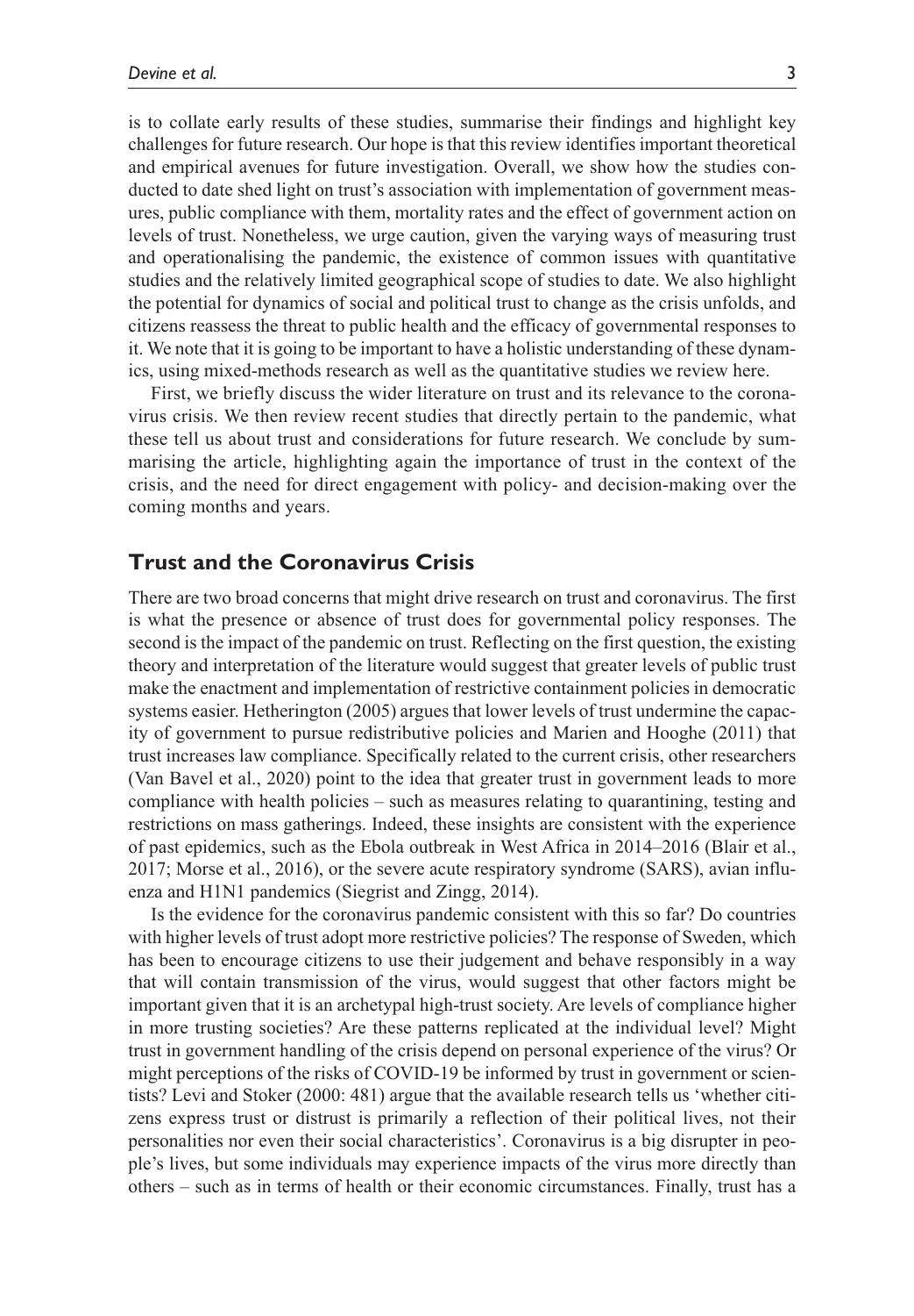is to collate early results of these studies, summarise their findings and highlight key challenges for future research. Our hope is that this review identifies important theoretical and empirical avenues for future investigation. Overall, we show how the studies conducted to date shed light on trust's association with implementation of government measures, public compliance with them, mortality rates and the effect of government action on levels of trust. Nonetheless, we urge caution, given the varying ways of measuring trust and operationalising the pandemic, the existence of common issues with quantitative studies and the relatively limited geographical scope of studies to date. We also highlight the potential for dynamics of social and political trust to change as the crisis unfolds, and citizens reassess the threat to public health and the efficacy of governmental responses to it. We note that it is going to be important to have a holistic understanding of these dynamics, using mixed-methods research as well as the quantitative studies we review here.

First, we briefly discuss the wider literature on trust and its relevance to the coronavirus crisis. We then review recent studies that directly pertain to the pandemic, what these tell us about trust and considerations for future research. We conclude by summarising the article, highlighting again the importance of trust in the context of the crisis, and the need for direct engagement with policy- and decision-making over the coming months and years.

## Trust and the Coronavirus Crisis

There are two broad concerns that might drive research on trust and coronavirus. The first is what the presence or absence of trust does for governmental policy responses. The second is the impact of the pandemic on trust. Reflecting on the first question, the existing theory and interpretation of the literature would suggest that greater levels of public trust make the enactment and implementation of restrictive containment policies in democratic systems easier. Hetherington (2005) argues that lower levels of trust undermine the capacity of government to pursue redistributive policies and Marien and Hooghe (2011) that trust increases law compliance. Specifically related to the current crisis, other researchers (Van Bavel et al., 2020) point to the idea that greater trust in government leads to more compliance with health policies – such as measures relating to quarantining, testing and restrictions on mass gatherings. Indeed, these insights are consistent with the experience of past epidemics, such as the Ebola outbreak in West Africa in 2014–2016 (Blair et al., 2017; Morse et al., 2016), or the severe acute respiratory syndrome (SARS), avian influenza and H1N1 pandemics (Siegrist and Zingg, 2014).

Is the evidence for the coronavirus pandemic consistent with this so far? Do countries with higher levels of trust adopt more restrictive policies? The response of Sweden, which has been to encourage citizens to use their judgement and behave responsibly in a way that will contain transmission of the virus, would suggest that other factors might be important given that it is an archetypal high-trust society. Are levels of compliance higher in more trusting societies? Are these patterns replicated at the individual level? Might trust in government handling of the crisis depend on personal experience of the virus? Or might perceptions of the risks of COVID-19 be informed by trust in government or scientists? Levi and Stoker (2000: 481) argue that the available research tells us 'whether citizens express trust or distrust is primarily a reflection of their political lives, not their personalities nor even their social characteristics'. Coronavirus is a big disrupter in people's lives, but some individuals may experience impacts of the virus more directly than others – such as in terms of health or their economic circumstances. Finally, trust has a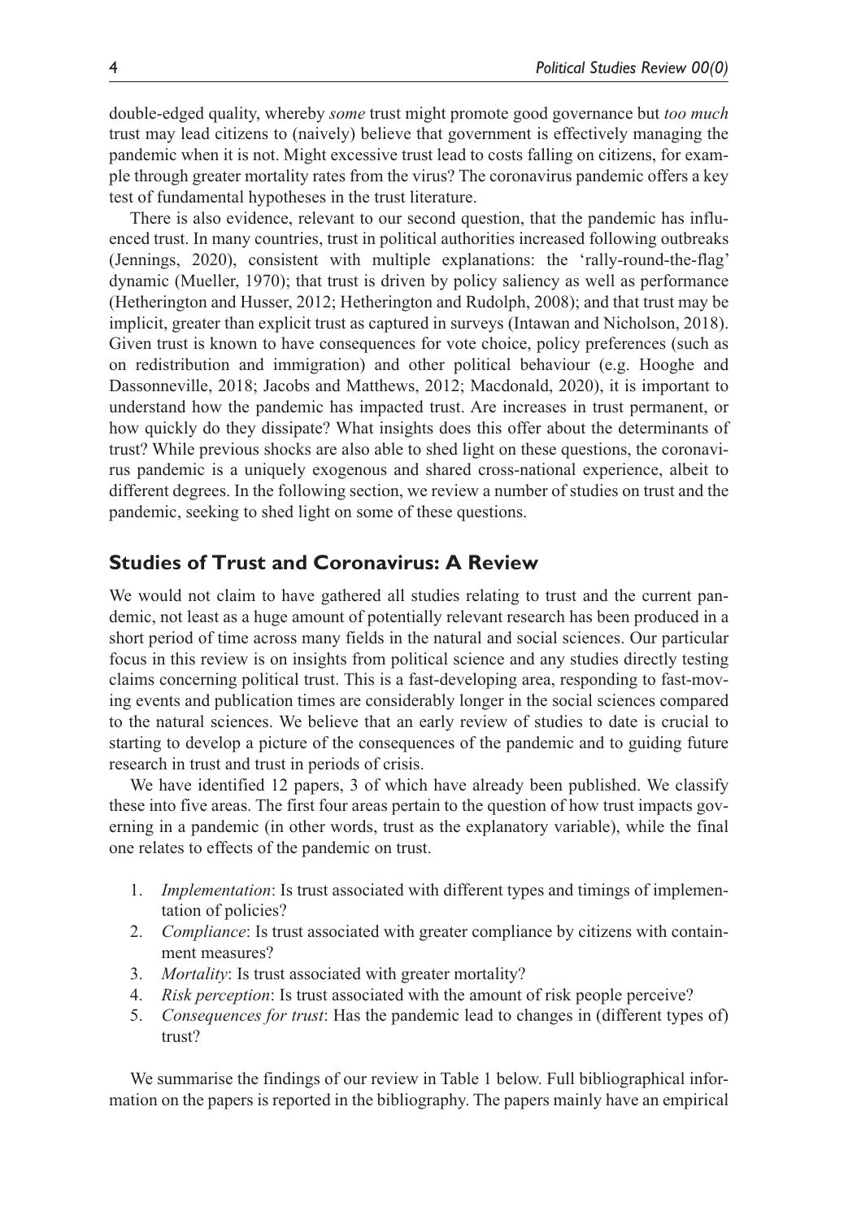double-edged quality, whereby *some* trust might promote good governance but *too much* trust may lead citizens to (naively) believe that government is effectively managing the pandemic when it is not. Might excessive trust lead to costs falling on citizens, for example through greater mortality rates from the virus? The coronavirus pandemic offers a key test of fundamental hypotheses in the trust literature.

There is also evidence, relevant to our second question, that the pandemic has influenced trust. In many countries, trust in political authorities increased following outbreaks (Jennings, 2020), consistent with multiple explanations: the 'rally-round-the-flag' dynamic (Mueller, 1970); that trust is driven by policy saliency as well as performance (Hetherington and Husser, 2012; Hetherington and Rudolph, 2008); and that trust may be implicit, greater than explicit trust as captured in surveys (Intawan and Nicholson, 2018). Given trust is known to have consequences for vote choice, policy preferences (such as on redistribution and immigration) and other political behaviour (e.g. Hooghe and Dassonneville, 2018; Jacobs and Matthews, 2012; Macdonald, 2020), it is important to understand how the pandemic has impacted trust. Are increases in trust permanent, or how quickly do they dissipate? What insights does this offer about the determinants of trust? While previous shocks are also able to shed light on these questions, the coronavirus pandemic is a uniquely exogenous and shared cross-national experience, albeit to different degrees. In the following section, we review a number of studies on trust and the pandemic, seeking to shed light on some of these questions.

## Studies of Trust and Coronavirus: A Review

We would not claim to have gathered all studies relating to trust and the current pandemic, not least as a huge amount of potentially relevant research has been produced in a short period of time across many fields in the natural and social sciences. Our particular focus in this review is on insights from political science and any studies directly testing claims concerning political trust. This is a fast-developing area, responding to fast-moving events and publication times are considerably longer in the social sciences compared to the natural sciences. We believe that an early review of studies to date is crucial to starting to develop a picture of the consequences of the pandemic and to guiding future research in trust and trust in periods of crisis.

We have identified 12 papers, 3 of which have already been published. We classify these into five areas. The first four areas pertain to the question of how trust impacts governing in a pandemic (in other words, trust as the explanatory variable), while the final one relates to effects of the pandemic on trust.

1. *Implementation*: Is trust associated with different types and timings of implementation of policies?
2. *Compliance*: Is trust associated with greater compliance by citizens with containment measures?
3. *Mortality*: Is trust associated with greater mortality?
4. *Risk perception*: Is trust associated with the amount of risk people perceive?
5. *Consequences for trust*: Has the pandemic lead to changes in (different types of) trust?

We summarise the findings of our review in Table 1 below. Full bibliographical information on the papers is reported in the bibliography. The papers mainly have an empirical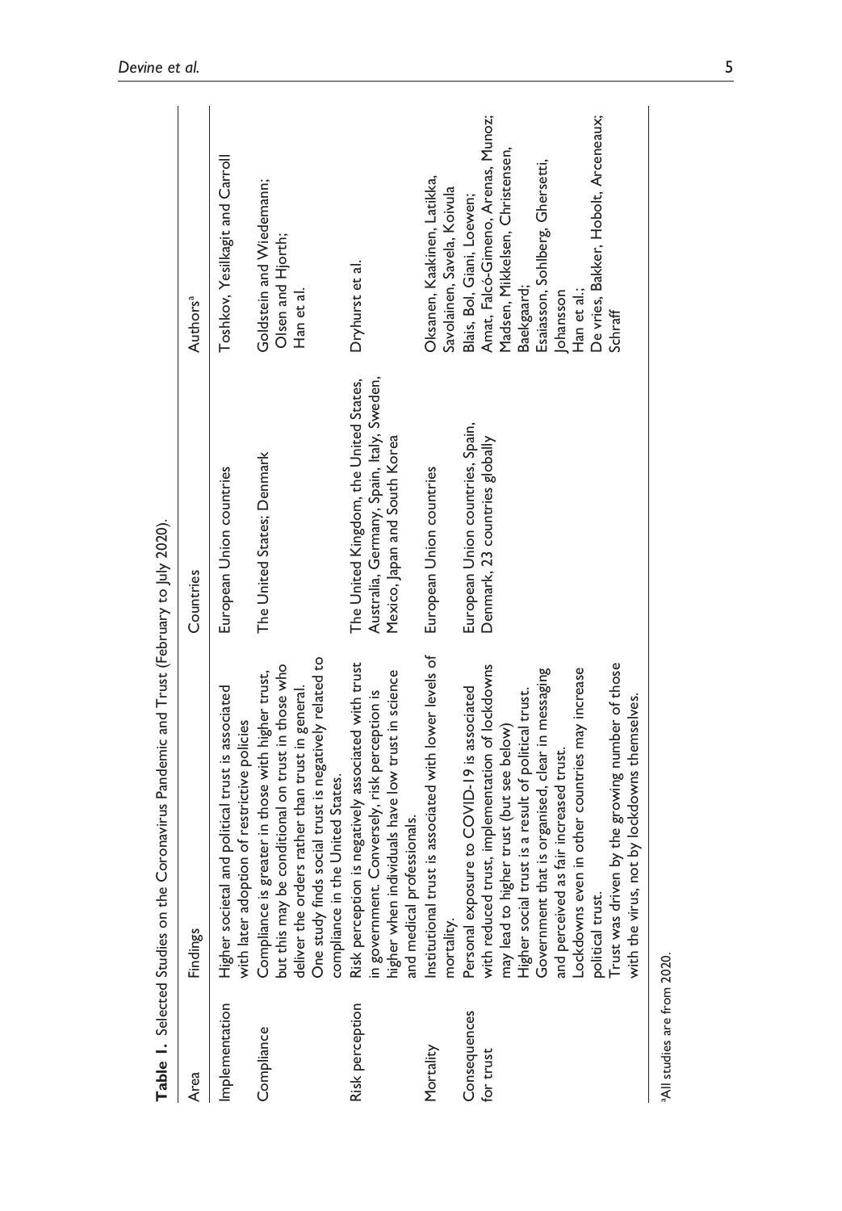**Table 1.** Selected Studies on the Coronavirus Pandemic and Trust (February to July 2020).

| Area | Findings | Countries | Authors[a] |
|---|---|---|---|
| Implementation | Higher societal and political trust is associated with later adoption of restrictive policies | European Union countries | Toshkov, Yesilkagit and Carroll |
| Compliance | Compliance is greater in those with higher trust, but this may be conditional on trust in those who deliver the orders rather than trust in general. One study finds social trust is negatively related to compliance in the United States. | The United States; Denmark | Goldstein and Wiedemann; Olsen and Hjorth; Han et al. |
| Risk perception | Risk perception is negatively associated with trust in government. Conversely, risk perception is higher when individuals have low trust in science and medical professionals. | The United Kingdom, the United States, Australia, Germany, Spain, Italy, Sweden, Mexico, Japan and South Korea | Dryhurst et al. |
| Mortality | Institutional trust is associated with lower levels of mortality. | European Union countries | Oksanen, Kaakinen, Latikka, Savolainen, Savela, Koivula |
| Consequences for trust | Personal exposure to COVID-19 is associated with reduced trust, implementation of lockdowns may lead to higher trust (but see below)<br>Higher social trust is a result of political trust.<br>Government that is organised, clear in messaging and perceived as fair increased trust.<br>Lockdowns even in other countries may increase political trust.<br>Trust was driven by the growing number of those with the virus, not by lockdowns themselves. | European Union countries, Spain, Denmark, 23 countries globally | Blais, Bol, Giani, Loewen;<br>Amat, Falcó-Gimeno, Arenas, Munoz;<br>Madsen, Mikkelsen, Christensen, Baekgaard;<br>Esaiasson, Sohlberg, Ghersetti, Johansson<br>Han et al.;<br>De vries, Bakker, Hobolt, Arceneaux;<br>Schraff |

[a]All studies are from 2020.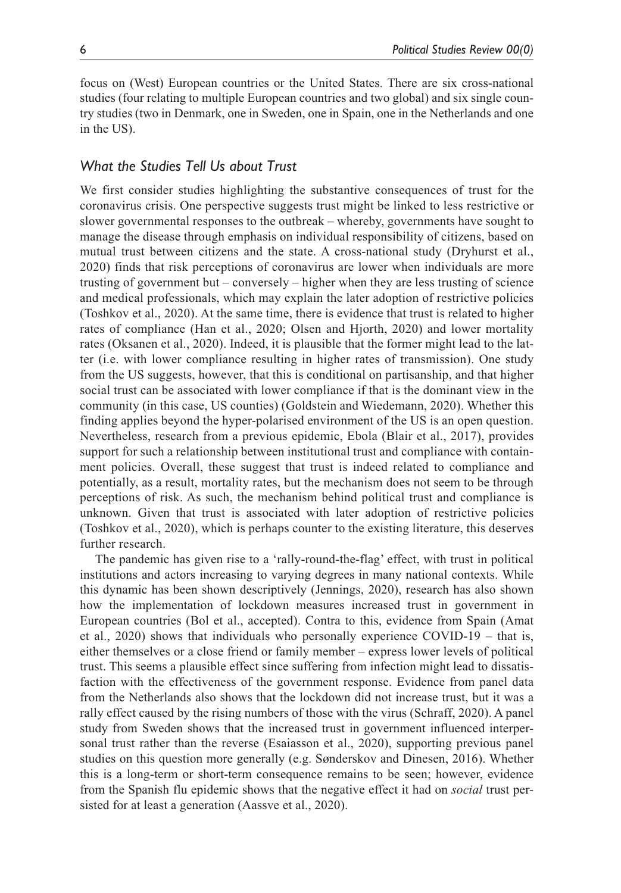focus on (West) European countries or the United States. There are six cross-national studies (four relating to multiple European countries and two global) and six single country studies (two in Denmark, one in Sweden, one in Spain, one in the Netherlands and one in the US).

### *What the Studies Tell Us about Trust*

We first consider studies highlighting the substantive consequences of trust for the coronavirus crisis. One perspective suggests trust might be linked to less restrictive or slower governmental responses to the outbreak – whereby, governments have sought to manage the disease through emphasis on individual responsibility of citizens, based on mutual trust between citizens and the state. A cross-national study (Dryhurst et al., 2020) finds that risk perceptions of coronavirus are lower when individuals are more trusting of government but – conversely – higher when they are less trusting of science and medical professionals, which may explain the later adoption of restrictive policies (Toshkov et al., 2020). At the same time, there is evidence that trust is related to higher rates of compliance (Han et al., 2020; Olsen and Hjorth, 2020) and lower mortality rates (Oksanen et al., 2020). Indeed, it is plausible that the former might lead to the latter (i.e. with lower compliance resulting in higher rates of transmission). One study from the US suggests, however, that this is conditional on partisanship, and that higher social trust can be associated with lower compliance if that is the dominant view in the community (in this case, US counties) (Goldstein and Wiedemann, 2020). Whether this finding applies beyond the hyper-polarised environment of the US is an open question. Nevertheless, research from a previous epidemic, Ebola (Blair et al., 2017), provides support for such a relationship between institutional trust and compliance with containment policies. Overall, these suggest that trust is indeed related to compliance and potentially, as a result, mortality rates, but the mechanism does not seem to be through perceptions of risk. As such, the mechanism behind political trust and compliance is unknown. Given that trust is associated with later adoption of restrictive policies (Toshkov et al., 2020), which is perhaps counter to the existing literature, this deserves further research.

The pandemic has given rise to a 'rally-round-the-flag' effect, with trust in political institutions and actors increasing to varying degrees in many national contexts. While this dynamic has been shown descriptively (Jennings, 2020), research has also shown how the implementation of lockdown measures increased trust in government in European countries (Bol et al., accepted). Contra to this, evidence from Spain (Amat et al., 2020) shows that individuals who personally experience COVID-19 – that is, either themselves or a close friend or family member – express lower levels of political trust. This seems a plausible effect since suffering from infection might lead to dissatisfaction with the effectiveness of the government response. Evidence from panel data from the Netherlands also shows that the lockdown did not increase trust, but it was a rally effect caused by the rising numbers of those with the virus (Schraff, 2020). A panel study from Sweden shows that the increased trust in government influenced interpersonal trust rather than the reverse (Esaiasson et al., 2020), supporting previous panel studies on this question more generally (e.g. Sønderskov and Dinesen, 2016). Whether this is a long-term or short-term consequence remains to be seen; however, evidence from the Spanish flu epidemic shows that the negative effect it had on *social* trust persisted for at least a generation (Aassve et al., 2020).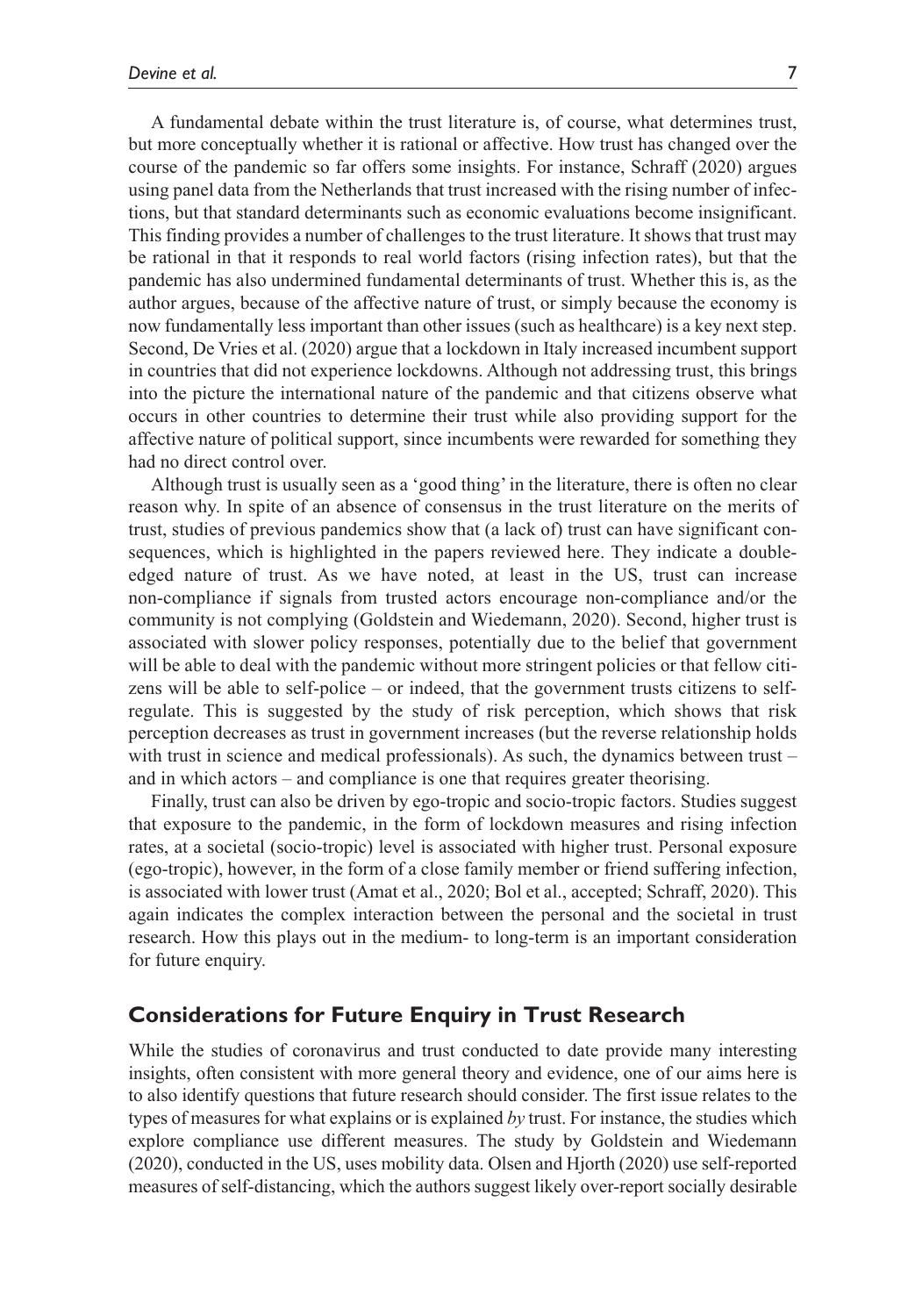A fundamental debate within the trust literature is, of course, what determines trust, but more conceptually whether it is rational or affective. How trust has changed over the course of the pandemic so far offers some insights. For instance, Schraff (2020) argues using panel data from the Netherlands that trust increased with the rising number of infections, but that standard determinants such as economic evaluations become insignificant. This finding provides a number of challenges to the trust literature. It shows that trust may be rational in that it responds to real world factors (rising infection rates), but that the pandemic has also undermined fundamental determinants of trust. Whether this is, as the author argues, because of the affective nature of trust, or simply because the economy is now fundamentally less important than other issues (such as healthcare) is a key next step. Second, De Vries et al. (2020) argue that a lockdown in Italy increased incumbent support in countries that did not experience lockdowns. Although not addressing trust, this brings into the picture the international nature of the pandemic and that citizens observe what occurs in other countries to determine their trust while also providing support for the affective nature of political support, since incumbents were rewarded for something they had no direct control over.

Although trust is usually seen as a 'good thing' in the literature, there is often no clear reason why. In spite of an absence of consensus in the trust literature on the merits of trust, studies of previous pandemics show that (a lack of) trust can have significant consequences, which is highlighted in the papers reviewed here. They indicate a double-edged nature of trust. As we have noted, at least in the US, trust can increase non-compliance if signals from trusted actors encourage non-compliance and/or the community is not complying (Goldstein and Wiedemann, 2020). Second, higher trust is associated with slower policy responses, potentially due to the belief that government will be able to deal with the pandemic without more stringent policies or that fellow citizens will be able to self-police – or indeed, that the government trusts citizens to self-regulate. This is suggested by the study of risk perception, which shows that risk perception decreases as trust in government increases (but the reverse relationship holds with trust in science and medical professionals). As such, the dynamics between trust – and in which actors – and compliance is one that requires greater theorising.

Finally, trust can also be driven by ego-tropic and socio-tropic factors. Studies suggest that exposure to the pandemic, in the form of lockdown measures and rising infection rates, at a societal (socio-tropic) level is associated with higher trust. Personal exposure (ego-tropic), however, in the form of a close family member or friend suffering infection, is associated with lower trust (Amat et al., 2020; Bol et al., accepted; Schraff, 2020). This again indicates the complex interaction between the personal and the societal in trust research. How this plays out in the medium- to long-term is an important consideration for future enquiry.

## Considerations for Future Enquiry in Trust Research

While the studies of coronavirus and trust conducted to date provide many interesting insights, often consistent with more general theory and evidence, one of our aims here is to also identify questions that future research should consider. The first issue relates to the types of measures for what explains or is explained *by* trust. For instance, the studies which explore compliance use different measures. The study by Goldstein and Wiedemann (2020), conducted in the US, uses mobility data. Olsen and Hjorth (2020) use self-reported measures of self-distancing, which the authors suggest likely over-report socially desirable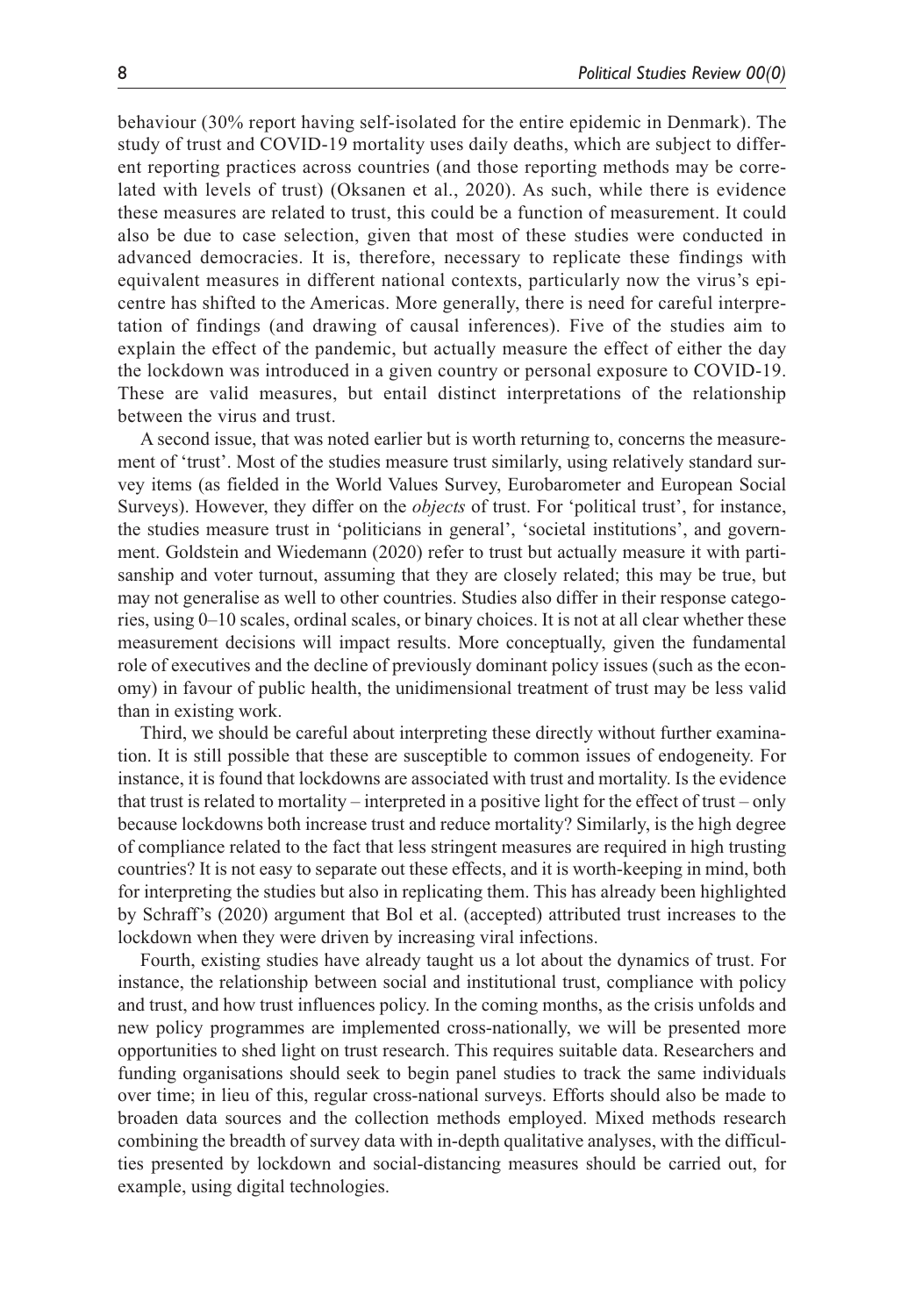behaviour (30% report having self-isolated for the entire epidemic in Denmark). The study of trust and COVID-19 mortality uses daily deaths, which are subject to different reporting practices across countries (and those reporting methods may be correlated with levels of trust) (Oksanen et al., 2020). As such, while there is evidence these measures are related to trust, this could be a function of measurement. It could also be due to case selection, given that most of these studies were conducted in advanced democracies. It is, therefore, necessary to replicate these findings with equivalent measures in different national contexts, particularly now the virus's epicentre has shifted to the Americas. More generally, there is need for careful interpretation of findings (and drawing of causal inferences). Five of the studies aim to explain the effect of the pandemic, but actually measure the effect of either the day the lockdown was introduced in a given country or personal exposure to COVID-19. These are valid measures, but entail distinct interpretations of the relationship between the virus and trust.

A second issue, that was noted earlier but is worth returning to, concerns the measurement of 'trust'. Most of the studies measure trust similarly, using relatively standard survey items (as fielded in the World Values Survey, Eurobarometer and European Social Surveys). However, they differ on the *objects* of trust. For 'political trust', for instance, the studies measure trust in 'politicians in general', 'societal institutions', and government. Goldstein and Wiedemann (2020) refer to trust but actually measure it with partisanship and voter turnout, assuming that they are closely related; this may be true, but may not generalise as well to other countries. Studies also differ in their response categories, using 0–10 scales, ordinal scales, or binary choices. It is not at all clear whether these measurement decisions will impact results. More conceptually, given the fundamental role of executives and the decline of previously dominant policy issues (such as the economy) in favour of public health, the unidimensional treatment of trust may be less valid than in existing work.

Third, we should be careful about interpreting these directly without further examination. It is still possible that these are susceptible to common issues of endogeneity. For instance, it is found that lockdowns are associated with trust and mortality. Is the evidence that trust is related to mortality – interpreted in a positive light for the effect of trust – only because lockdowns both increase trust and reduce mortality? Similarly, is the high degree of compliance related to the fact that less stringent measures are required in high trusting countries? It is not easy to separate out these effects, and it is worth-keeping in mind, both for interpreting the studies but also in replicating them. This has already been highlighted by Schraff's (2020) argument that Bol et al. (accepted) attributed trust increases to the lockdown when they were driven by increasing viral infections.

Fourth, existing studies have already taught us a lot about the dynamics of trust. For instance, the relationship between social and institutional trust, compliance with policy and trust, and how trust influences policy. In the coming months, as the crisis unfolds and new policy programmes are implemented cross-nationally, we will be presented more opportunities to shed light on trust research. This requires suitable data. Researchers and funding organisations should seek to begin panel studies to track the same individuals over time; in lieu of this, regular cross-national surveys. Efforts should also be made to broaden data sources and the collection methods employed. Mixed methods research combining the breadth of survey data with in-depth qualitative analyses, with the difficulties presented by lockdown and social-distancing measures should be carried out, for example, using digital technologies.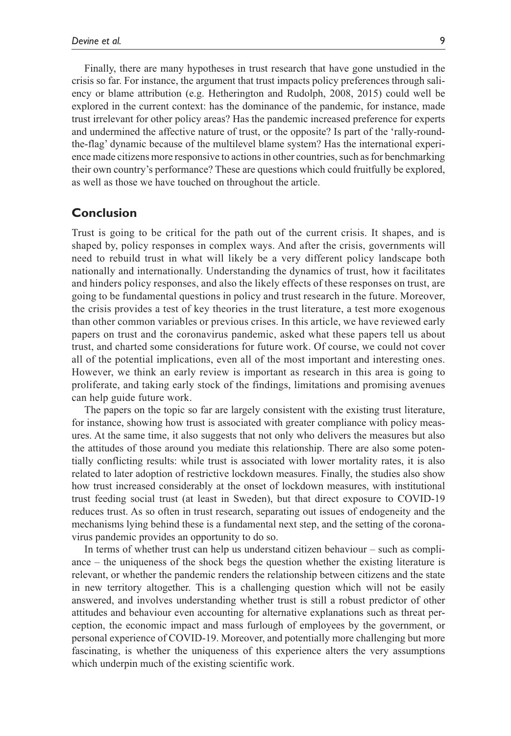Finally, there are many hypotheses in trust research that have gone unstudied in the crisis so far. For instance, the argument that trust impacts policy preferences through saliency or blame attribution (e.g. Hetherington and Rudolph, 2008, 2015) could well be explored in the current context: has the dominance of the pandemic, for instance, made trust irrelevant for other policy areas? Has the pandemic increased preference for experts and undermined the affective nature of trust, or the opposite? Is part of the 'rally-round-the-flag' dynamic because of the multilevel blame system? Has the international experience made citizens more responsive to actions in other countries, such as for benchmarking their own country's performance? These are questions which could fruitfully be explored, as well as those we have touched on throughout the article.

## Conclusion

Trust is going to be critical for the path out of the current crisis. It shapes, and is shaped by, policy responses in complex ways. And after the crisis, governments will need to rebuild trust in what will likely be a very different policy landscape both nationally and internationally. Understanding the dynamics of trust, how it facilitates and hinders policy responses, and also the likely effects of these responses on trust, are going to be fundamental questions in policy and trust research in the future. Moreover, the crisis provides a test of key theories in the trust literature, a test more exogenous than other common variables or previous crises. In this article, we have reviewed early papers on trust and the coronavirus pandemic, asked what these papers tell us about trust, and charted some considerations for future work. Of course, we could not cover all of the potential implications, even all of the most important and interesting ones. However, we think an early review is important as research in this area is going to proliferate, and taking early stock of the findings, limitations and promising avenues can help guide future work.

The papers on the topic so far are largely consistent with the existing trust literature, for instance, showing how trust is associated with greater compliance with policy measures. At the same time, it also suggests that not only who delivers the measures but also the attitudes of those around you mediate this relationship. There are also some potentially conflicting results: while trust is associated with lower mortality rates, it is also related to later adoption of restrictive lockdown measures. Finally, the studies also show how trust increased considerably at the onset of lockdown measures, with institutional trust feeding social trust (at least in Sweden), but that direct exposure to COVID-19 reduces trust. As so often in trust research, separating out issues of endogeneity and the mechanisms lying behind these is a fundamental next step, and the setting of the coronavirus pandemic provides an opportunity to do so.

In terms of whether trust can help us understand citizen behaviour – such as compliance – the uniqueness of the shock begs the question whether the existing literature is relevant, or whether the pandemic renders the relationship between citizens and the state in new territory altogether. This is a challenging question which will not be easily answered, and involves understanding whether trust is still a robust predictor of other attitudes and behaviour even accounting for alternative explanations such as threat perception, the economic impact and mass furlough of employees by the government, or personal experience of COVID-19. Moreover, and potentially more challenging but more fascinating, is whether the uniqueness of this experience alters the very assumptions which underpin much of the existing scientific work.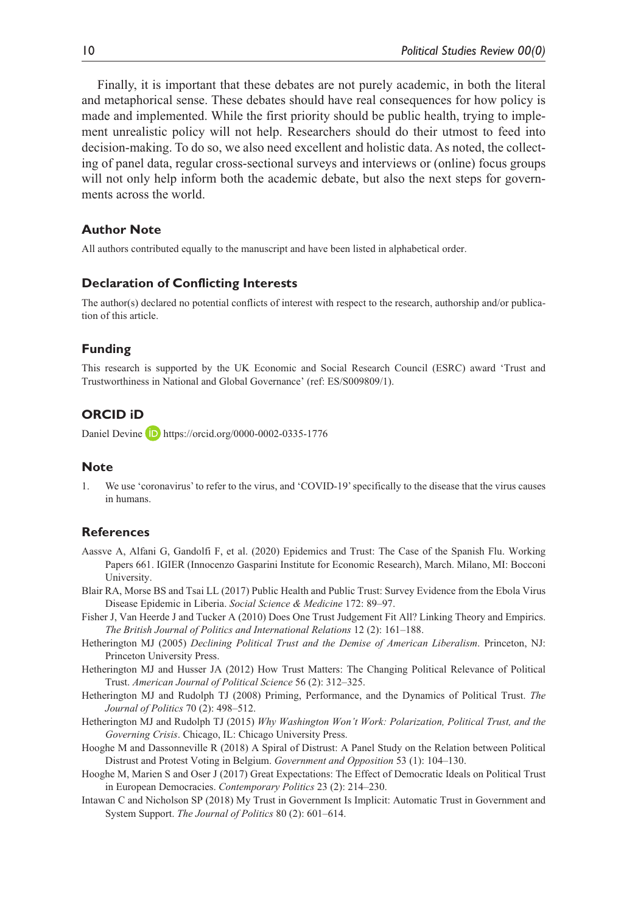Finally, it is important that these debates are not purely academic, in both the literal and metaphorical sense. These debates should have real consequences for how policy is made and implemented. While the first priority should be public health, trying to implement unrealistic policy will not help. Researchers should do their utmost to feed into decision-making. To do so, we also need excellent and holistic data. As noted, the collecting of panel data, regular cross-sectional surveys and interviews or (online) focus groups will not only help inform both the academic debate, but also the next steps for governments across the world.

## Author Note

All authors contributed equally to the manuscript and have been listed in alphabetical order.

## Declaration of Conflicting Interests

The author(s) declared no potential conflicts of interest with respect to the research, authorship and/or publication of this article.

## Funding

This research is supported by the UK Economic and Social Research Council (ESRC) award 'Trust and Trustworthiness in National and Global Governance' (ref: ES/S009809/1).

## ORCID iD

Daniel Devine https://orcid.org/0000-0002-0335-1776

## Note

1. We use 'coronavirus' to refer to the virus, and 'COVID-19' specifically to the disease that the virus causes in humans.

## References

Aassve A, Alfani G, Gandolfi F, et al. (2020) Epidemics and Trust: The Case of the Spanish Flu. Working Papers 661. IGIER (Innocenzo Gasparini Institute for Economic Research), March. Milano, MI: Bocconi University.

Blair RA, Morse BS and Tsai LL (2017) Public Health and Public Trust: Survey Evidence from the Ebola Virus Disease Epidemic in Liberia. *Social Science & Medicine* 172: 89–97.

Fisher J, Van Heerde J and Tucker A (2010) Does One Trust Judgement Fit All? Linking Theory and Empirics. *The British Journal of Politics and International Relations* 12 (2): 161–188.

Hetherington MJ (2005) *Declining Political Trust and the Demise of American Liberalism*. Princeton, NJ: Princeton University Press.

Hetherington MJ and Husser JA (2012) How Trust Matters: The Changing Political Relevance of Political Trust. *American Journal of Political Science* 56 (2): 312–325.

Hetherington MJ and Rudolph TJ (2008) Priming, Performance, and the Dynamics of Political Trust. *The Journal of Politics* 70 (2): 498–512.

Hetherington MJ and Rudolph TJ (2015) *Why Washington Won't Work: Polarization, Political Trust, and the Governing Crisis*. Chicago, IL: Chicago University Press.

Hooghe M and Dassonneville R (2018) A Spiral of Distrust: A Panel Study on the Relation between Political Distrust and Protest Voting in Belgium. *Government and Opposition* 53 (1): 104–130.

Hooghe M, Marien S and Oser J (2017) Great Expectations: The Effect of Democratic Ideals on Political Trust in European Democracies. *Contemporary Politics* 23 (2): 214–230.

Intawan C and Nicholson SP (2018) My Trust in Government Is Implicit: Automatic Trust in Government and System Support. *The Journal of Politics* 80 (2): 601–614.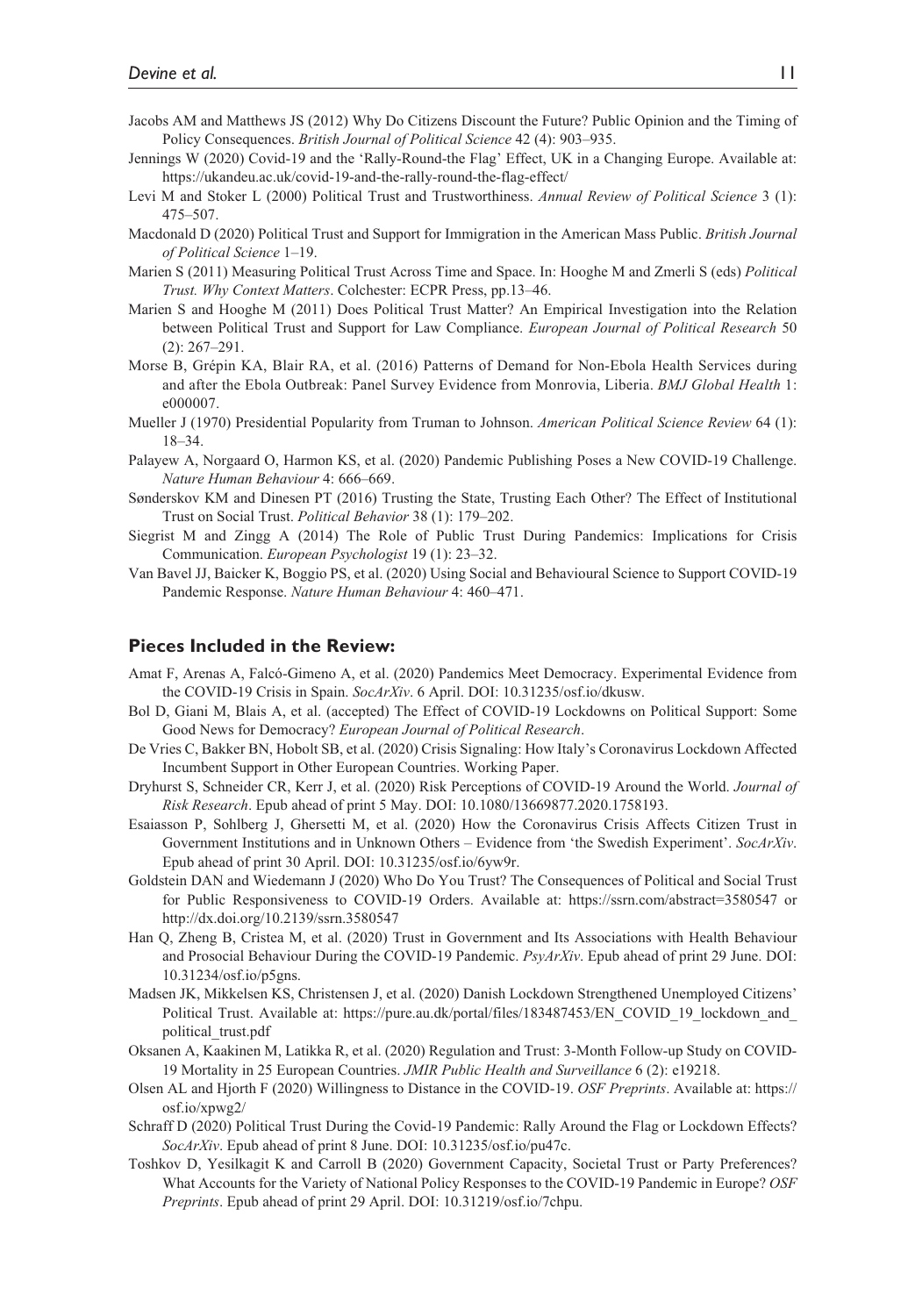Jacobs AM and Matthews JS (2012) Why Do Citizens Discount the Future? Public Opinion and the Timing of Policy Consequences. *British Journal of Political Science* 42 (4): 903–935.

Jennings W (2020) Covid-19 and the 'Rally-Round-the Flag' Effect, UK in a Changing Europe. Available at: https://ukandeu.ac.uk/covid-19-and-the-rally-round-the-flag-effect/

Levi M and Stoker L (2000) Political Trust and Trustworthiness. *Annual Review of Political Science* 3 (1): 475–507.

Macdonald D (2020) Political Trust and Support for Immigration in the American Mass Public. *British Journal of Political Science* 1–19.

Marien S (2011) Measuring Political Trust Across Time and Space. In: Hooghe M and Zmerli S (eds) *Political Trust. Why Context Matters*. Colchester: ECPR Press, pp.13–46.

Marien S and Hooghe M (2011) Does Political Trust Matter? An Empirical Investigation into the Relation between Political Trust and Support for Law Compliance. *European Journal of Political Research* 50 (2): 267–291.

Morse B, Grépin KA, Blair RA, et al. (2016) Patterns of Demand for Non-Ebola Health Services during and after the Ebola Outbreak: Panel Survey Evidence from Monrovia, Liberia. *BMJ Global Health* 1: e000007.

Mueller J (1970) Presidential Popularity from Truman to Johnson. *American Political Science Review* 64 (1): 18–34.

Palayew A, Norgaard O, Harmon KS, et al. (2020) Pandemic Publishing Poses a New COVID-19 Challenge. *Nature Human Behaviour* 4: 666–669.

Sønderskov KM and Dinesen PT (2016) Trusting the State, Trusting Each Other? The Effect of Institutional Trust on Social Trust. *Political Behavior* 38 (1): 179–202.

Siegrist M and Zingg A (2014) The Role of Public Trust During Pandemics: Implications for Crisis Communication. *European Psychologist* 19 (1): 23–32.

Van Bavel JJ, Baicker K, Boggio PS, et al. (2020) Using Social and Behavioural Science to Support COVID-19 Pandemic Response. *Nature Human Behaviour* 4: 460–471.

## Pieces Included in the Review:

Amat F, Arenas A, Falcó-Gimeno A, et al. (2020) Pandemics Meet Democracy. Experimental Evidence from the COVID-19 Crisis in Spain. *SocArXiv*. 6 April. DOI: 10.31235/osf.io/dkusw.

Bol D, Giani M, Blais A, et al. (accepted) The Effect of COVID-19 Lockdowns on Political Support: Some Good News for Democracy? *European Journal of Political Research*.

De Vries C, Bakker BN, Hobolt SB, et al. (2020) Crisis Signaling: How Italy's Coronavirus Lockdown Affected Incumbent Support in Other European Countries. Working Paper.

Dryhurst S, Schneider CR, Kerr J, et al. (2020) Risk Perceptions of COVID-19 Around the World. *Journal of Risk Research*. Epub ahead of print 5 May. DOI: 10.1080/13669877.2020.1758193.

Esaiasson P, Sohlberg J, Ghersetti M, et al. (2020) How the Coronavirus Crisis Affects Citizen Trust in Government Institutions and in Unknown Others – Evidence from 'the Swedish Experiment'. *SocArXiv*. Epub ahead of print 30 April. DOI: 10.31235/osf.io/6yw9r.

Goldstein DAN and Wiedemann J (2020) Who Do You Trust? The Consequences of Political and Social Trust for Public Responsiveness to COVID-19 Orders. Available at: https://ssrn.com/abstract=3580547 or http://dx.doi.org/10.2139/ssrn.3580547

Han Q, Zheng B, Cristea M, et al. (2020) Trust in Government and Its Associations with Health Behaviour and Prosocial Behaviour During the COVID-19 Pandemic. *PsyArXiv*. Epub ahead of print 29 June. DOI: 10.31234/osf.io/p5gns.

Madsen JK, Mikkelsen KS, Christensen J, et al. (2020) Danish Lockdown Strengthened Unemployed Citizens' Political Trust. Available at: https://pure.au.dk/portal/files/183487453/EN_COVID_19_lockdown_and_political_trust.pdf

Oksanen A, Kaakinen M, Latikka R, et al. (2020) Regulation and Trust: 3-Month Follow-up Study on COVID-19 Mortality in 25 European Countries. *JMIR Public Health and Surveillance* 6 (2): e19218.

Olsen AL and Hjorth F (2020) Willingness to Distance in the COVID-19. *OSF Preprints*. Available at: https://osf.io/xpwg2/

Schraff D (2020) Political Trust During the Covid-19 Pandemic: Rally Around the Flag or Lockdown Effects? *SocArXiv*. Epub ahead of print 8 June. DOI: 10.31235/osf.io/pu47c.

Toshkov D, Yesilkagit K and Carroll B (2020) Government Capacity, Societal Trust or Party Preferences? What Accounts for the Variety of National Policy Responses to the COVID-19 Pandemic in Europe? *OSF Preprints*. Epub ahead of print 29 April. DOI: 10.31219/osf.io/7chpu.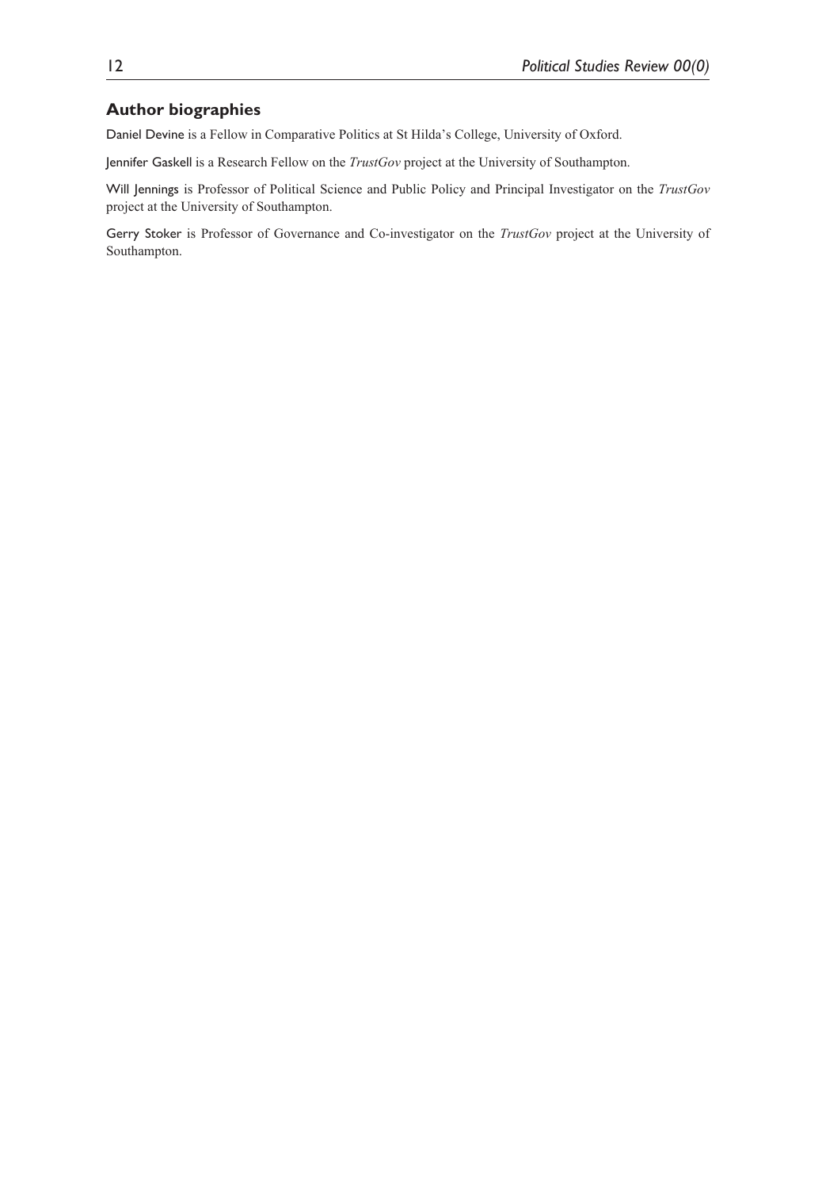## Author biographies

Daniel Devine is a Fellow in Comparative Politics at St Hilda's College, University of Oxford.

Jennifer Gaskell is a Research Fellow on the *TrustGov* project at the University of Southampton.

Will Jennings is Professor of Political Science and Public Policy and Principal Investigator on the *TrustGov* project at the University of Southampton.

Gerry Stoker is Professor of Governance and Co-investigator on the *TrustGov* project at the University of Southampton.